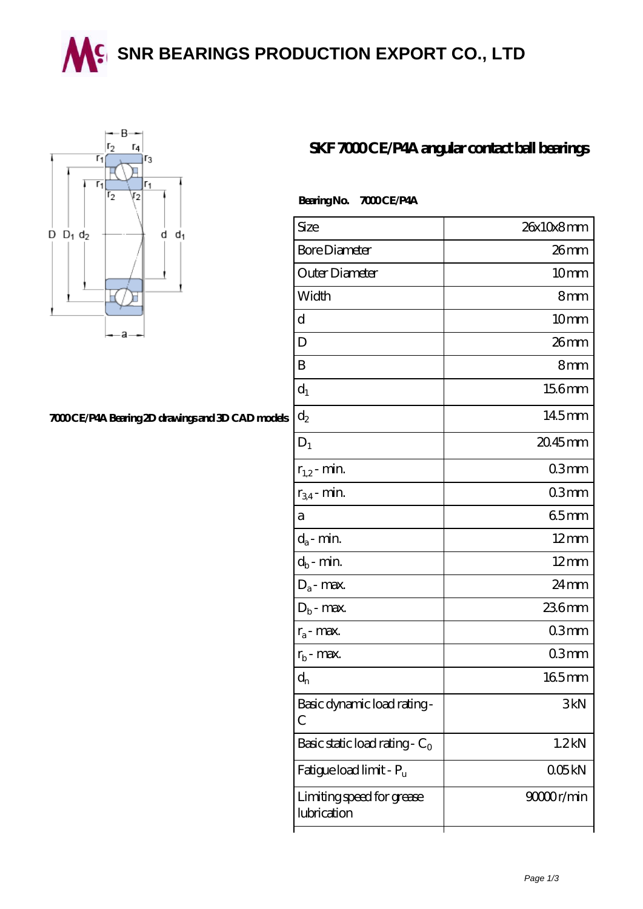# SNR BEARINGS PRODUCTION EXPORT CO., LTD

## SKF 7000 CE/P4A angular contact ball bearings

7000 CE/P4A Bearing 2D drawings and 3D CAD models

**Bearing No. 7000 CE/P4A**

| Size | 26x10x8 mm |
| --- | --- |
| Bore Diameter | 26 mm |
| Outer Diameter | 10 mm |
| Width | 8 mm |
| d | 10 mm |
| D | 26 mm |
| B | 8 mm |
| $d_1$ | 15.6 mm |
| $d_2$ | 14.5 mm |
| $D_1$ | 20.45 mm |
| $r_{1,2}$ - min. | 0.3 mm |
| $r_{3,4}$ - min. | 0.3 mm |
| a | 6.5 mm |
| $d_a$ - min. | 12 mm |
| $d_b$ - min. | 12 mm |
| $D_a$ - max. | 24 mm |
| $D_b$ - max. | 23.6 mm |
| $r_a$ - max. | 0.3 mm |
| $r_b$ - max. | 0.3 mm |
| $d_n$ | 16.5 mm |
| Basic dynamic load rating - C | 3 kN |
| Basic static load rating - $C_0$ | 1.2 kN |
| Fatigue load limit - $P_u$ | 0.05 kN |
| Limiting speed for grease lubrication | 90000 r/min |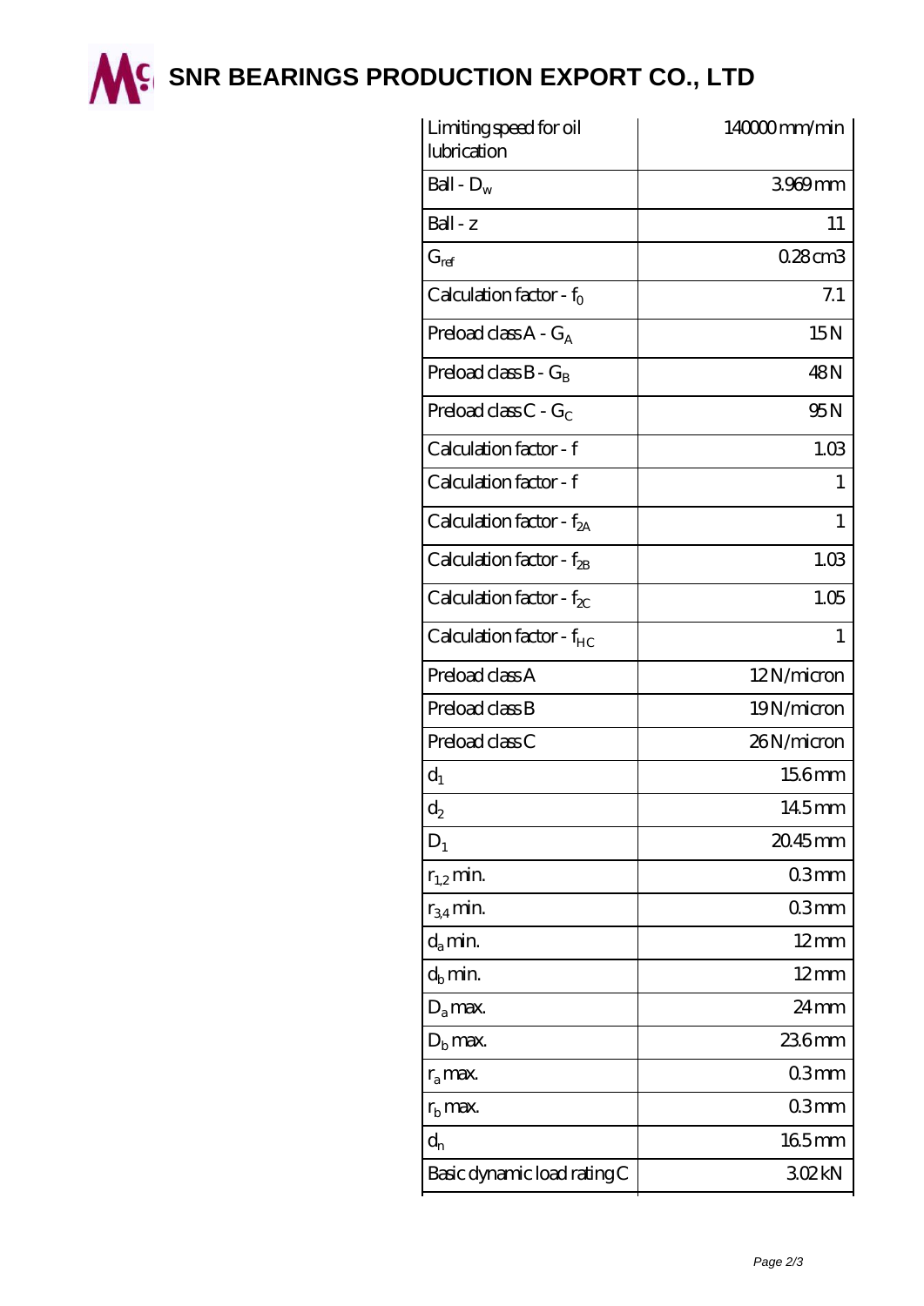# SNR BEARINGS PRODUCTION EXPORT CO., LTD

| | |
|---|---|
| Limiting speed for oil lubrication | 140000 mm/min |
| Ball - $D_w$ | 3.969 mm |
| Ball - z | 11 |
| $G_{ref}$ | 0.28 cm3 |
| Calculation factor - $f_0$ | 7.1 |
| Preload class A - $G_A$ | 15 N |
| Preload class B - $G_B$ | 48 N |
| Preload class C - $G_C$ | 95 N |
| Calculation factor - f | 1.03 |
| Calculation factor - f | 1 |
| Calculation factor - $f_{2A}$ | 1 |
| Calculation factor - $f_{2B}$ | 1.03 |
| Calculation factor - $f_{2C}$ | 1.05 |
| Calculation factor - $f_{HC}$ | 1 |
| Preload class A | 12 N/micron |
| Preload class B | 19 N/micron |
| Preload class C | 26 N/micron |
| $d_1$ | 15.6 mm |
| $d_2$ | 14.5 mm |
| $D_1$ | 20.45 mm |
| $r_{1,2}$ min. | 0.3 mm |
| $r_{3,4}$ min. | 0.3 mm |
| $d_a$ min. | 12 mm |
| $d_b$ min. | 12 mm |
| $D_a$ max. | 24 mm |
| $D_b$ max. | 23.6 mm |
| $r_a$ max. | 0.3 mm |
| $r_b$ max. | 0.3 mm |
| $d_n$ | 16.5 mm |
| Basic dynamic load rating C | 3.02 kN |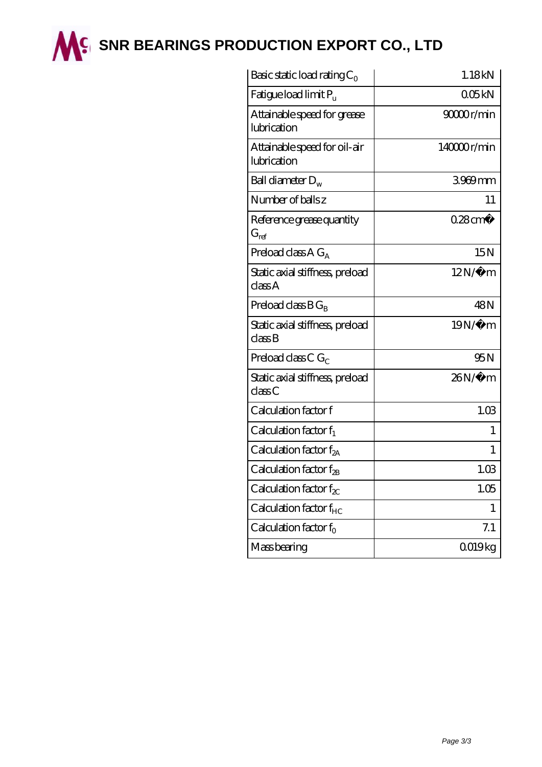# SNR BEARINGS PRODUCTION EXPORT CO., LTD

| | |
|---|---|
| Basic static load rating $C_0$ | 1.18 kN |
| Fatigue load limit $P_u$ | 0.05 kN |
| Attainable speed for grease lubrication | 90000 r/min |
| Attainable speed for oil-air lubrication | 140000 r/min |
| Ball diameter $D_w$ | 3.969 mm |
| Number of balls z | 11 |
| Reference grease quantity $G_{ref}$ | 0.28 cm� |
| Preload class A $G_A$ | 15 N |
| Static axial stiffness, preload class A | 12 N/�m |
| Preload class B $G_B$ | 48 N |
| Static axial stiffness, preload class B | 19 N/�m |
| Preload class C $G_C$ | 95 N |
| Static axial stiffness, preload class C | 26 N/�m |
| Calculation factor f | 1.03 |
| Calculation factor $f_1$ | 1 |
| Calculation factor $f_{2A}$ | 1 |
| Calculation factor $f_{2B}$ | 1.03 |
| Calculation factor $f_{2C}$ | 1.05 |
| Calculation factor $f_{HC}$ | 1 |
| Calculation factor $f_0$ | 7.1 |
| Mass bearing | 0.019 kg |